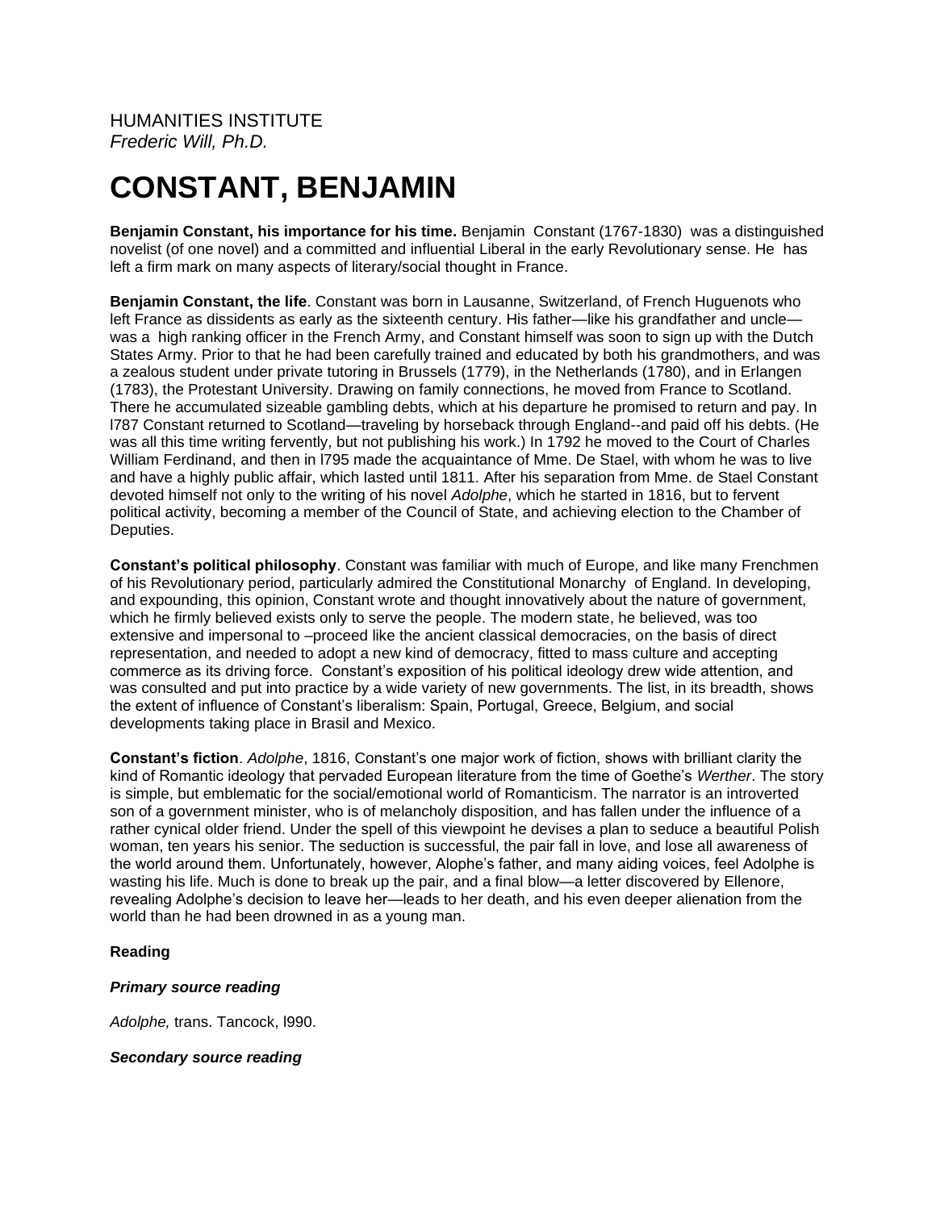HUMANITIES INSTITUTE
*Frederic Will, Ph.D.*

# CONSTANT, BENJAMIN

**Benjamin Constant, his importance for his time.** Benjamin Constant (1767-1830) was a distinguished novelist (of one novel) and a committed and influential Liberal in the early Revolutionary sense. He has left a firm mark on many aspects of literary/social thought in France.

**Benjamin Constant, the life**. Constant was born in Lausanne, Switzerland, of French Huguenots who left France as dissidents as early as the sixteenth century. His father—like his grandfather and uncle—was a high ranking officer in the French Army, and Constant himself was soon to sign up with the Dutch States Army. Prior to that he had been carefully trained and educated by both his grandmothers, and was a zealous student under private tutoring in Brussels (1779), in the Netherlands (1780), and in Erlangen (1783), the Protestant University. Drawing on family connections, he moved from France to Scotland. There he accumulated sizeable gambling debts, which at his departure he promised to return and pay. In l787 Constant returned to Scotland—traveling by horseback through England--and paid off his debts. (He was all this time writing fervently, but not publishing his work.) In 1792 he moved to the Court of Charles William Ferdinand, and then in l795 made the acquaintance of Mme. De Stael, with whom he was to live and have a highly public affair, which lasted until 1811. After his separation from Mme. de Stael Constant devoted himself not only to the writing of his novel *Adolphe*, which he started in 1816, but to fervent political activity, becoming a member of the Council of State, and achieving election to the Chamber of Deputies.

**Constant's political philosophy**. Constant was familiar with much of Europe, and like many Frenchmen of his Revolutionary period, particularly admired the Constitutional Monarchy of England. In developing, and expounding, this opinion, Constant wrote and thought innovatively about the nature of government, which he firmly believed exists only to serve the people. The modern state, he believed, was too extensive and impersonal to –proceed like the ancient classical democracies, on the basis of direct representation, and needed to adopt a new kind of democracy, fitted to mass culture and accepting commerce as its driving force. Constant's exposition of his political ideology drew wide attention, and was consulted and put into practice by a wide variety of new governments. The list, in its breadth, shows the extent of influence of Constant's liberalism: Spain, Portugal, Greece, Belgium, and social developments taking place in Brasil and Mexico.

**Constant's fiction**. *Adolphe*, 1816, Constant's one major work of fiction, shows with brilliant clarity the kind of Romantic ideology that pervaded European literature from the time of Goethe's *Werther*. The story is simple, but emblematic for the social/emotional world of Romanticism. The narrator is an introverted son of a government minister, who is of melancholy disposition, and has fallen under the influence of a rather cynical older friend. Under the spell of this viewpoint he devises a plan to seduce a beautiful Polish woman, ten years his senior. The seduction is successful, the pair fall in love, and lose all awareness of the world around them. Unfortunately, however, Alophe's father, and many aiding voices, feel Adolphe is wasting his life. Much is done to break up the pair, and a final blow—a letter discovered by Ellenore, revealing Adolphe's decision to leave her—leads to her death, and his even deeper alienation from the world than he had been drowned in as a young man.

**Reading**

***Primary source reading***

*Adolphe,* trans. Tancock, l990.

***Secondary source reading***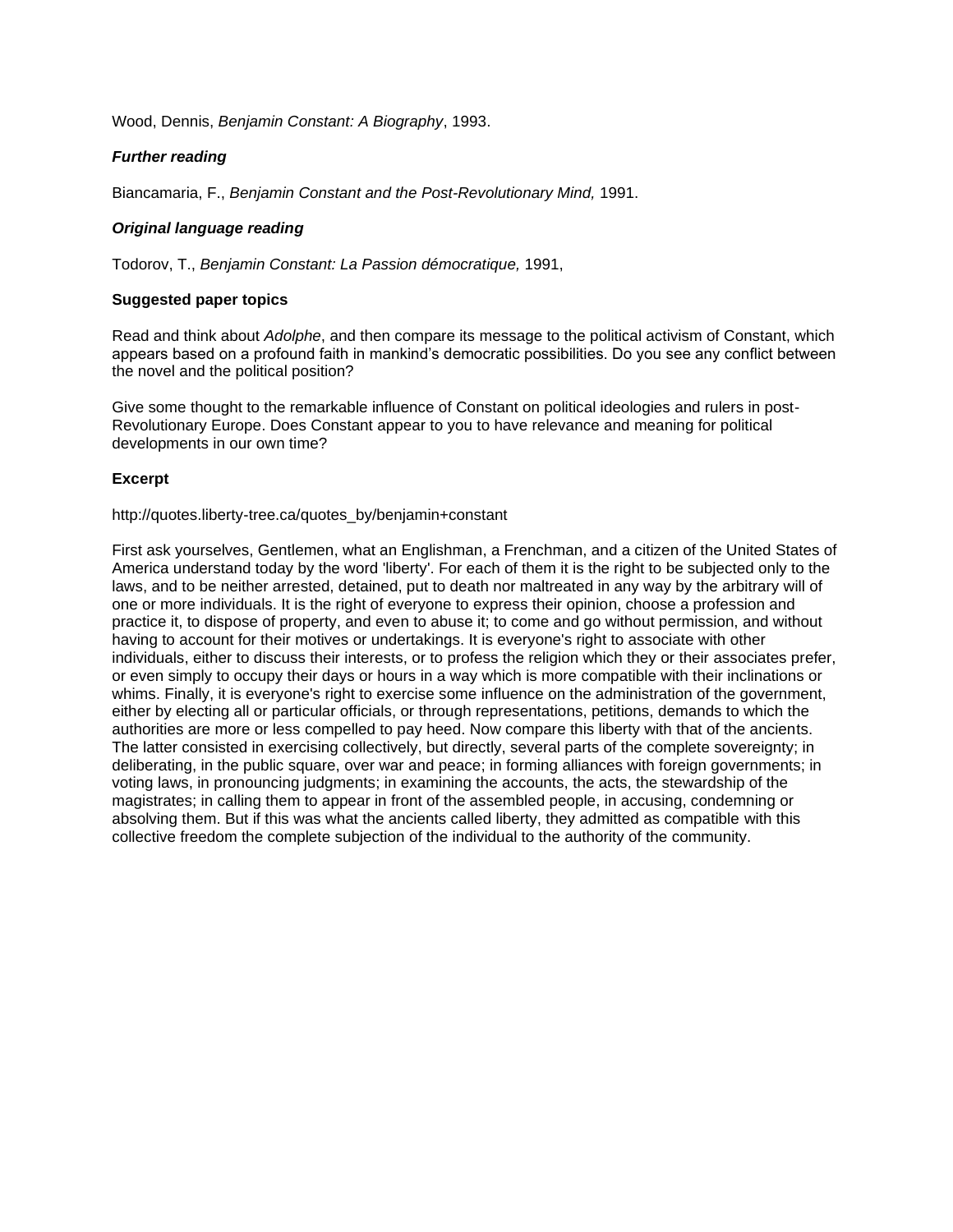Wood, Dennis, *Benjamin Constant: A Biography*, 1993.

***Further reading***

Biancamaria, F., *Benjamin Constant and the Post-Revolutionary Mind,* 1991.

***Original language reading***

Todorov, T., *Benjamin Constant: La Passion démocratique,* 1991,

**Suggested paper topics**

Read and think about *Adolphe*, and then compare its message to the political activism of Constant, which appears based on a profound faith in mankind's democratic possibilities. Do you see any conflict between the novel and the political position?

Give some thought to the remarkable influence of Constant on political ideologies and rulers in post-Revolutionary Europe. Does Constant appear to you to have relevance and meaning for political developments in our own time?

**Excerpt**

http://quotes.liberty-tree.ca/quotes_by/benjamin+constant

First ask yourselves, Gentlemen, what an Englishman, a Frenchman, and a citizen of the United States of America understand today by the word 'liberty'. For each of them it is the right to be subjected only to the laws, and to be neither arrested, detained, put to death nor maltreated in any way by the arbitrary will of one or more individuals. It is the right of everyone to express their opinion, choose a profession and practice it, to dispose of property, and even to abuse it; to come and go without permission, and without having to account for their motives or undertakings. It is everyone's right to associate with other individuals, either to discuss their interests, or to profess the religion which they or their associates prefer, or even simply to occupy their days or hours in a way which is more compatible with their inclinations or whims. Finally, it is everyone's right to exercise some influence on the administration of the government, either by electing all or particular officials, or through representations, petitions, demands to which the authorities are more or less compelled to pay heed. Now compare this liberty with that of the ancients. The latter consisted in exercising collectively, but directly, several parts of the complete sovereignty; in deliberating, in the public square, over war and peace; in forming alliances with foreign governments; in voting laws, in pronouncing judgments; in examining the accounts, the acts, the stewardship of the magistrates; in calling them to appear in front of the assembled people, in accusing, condemning or absolving them. But if this was what the ancients called liberty, they admitted as compatible with this collective freedom the complete subjection of the individual to the authority of the community.